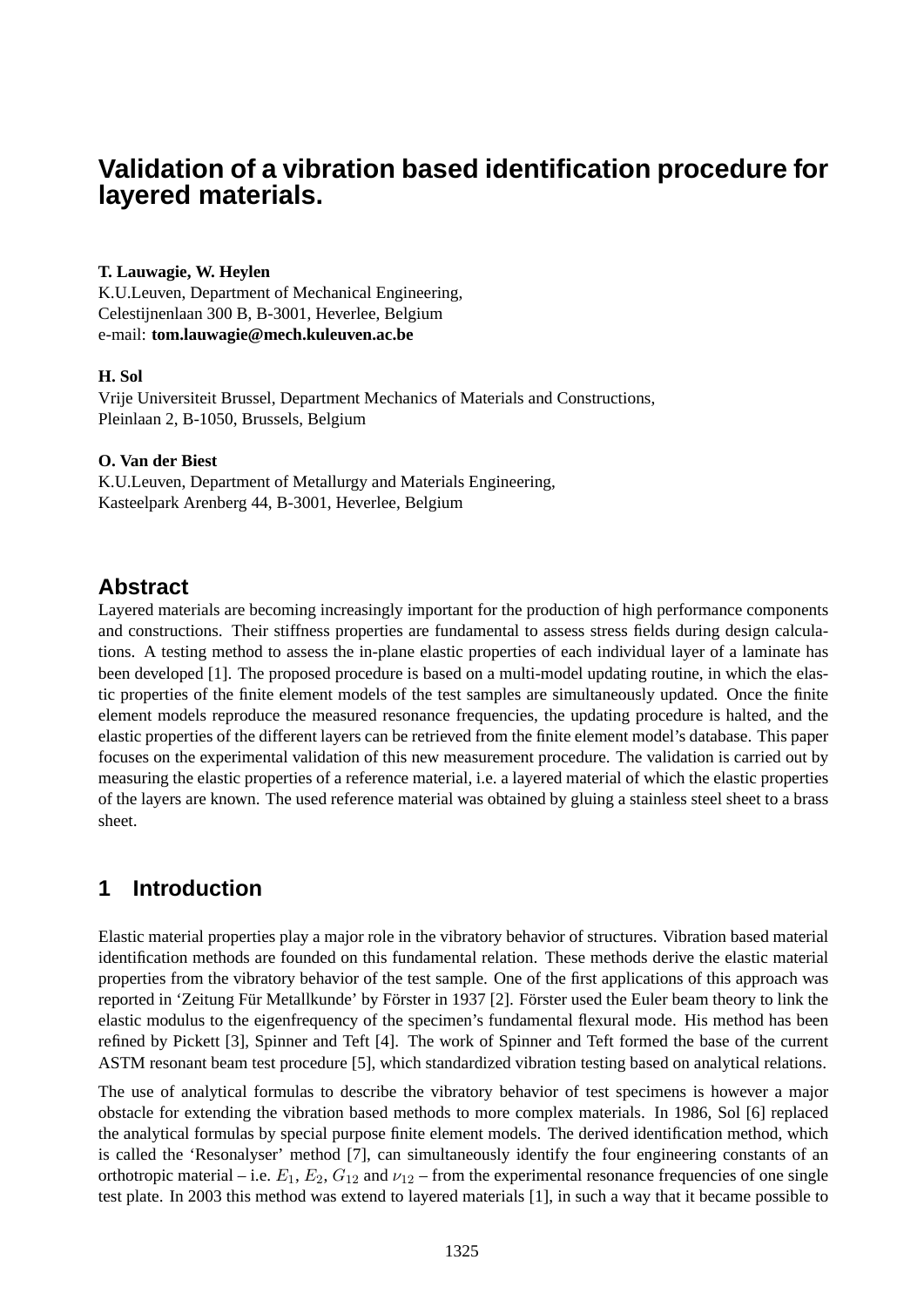# Validation of a vibration based identification procedure for layered materials.

**T. Lauwagie, W. Heylen**
K.U.Leuven, Department of Mechanical Engineering,
Celestijnenlaan 300 B, B-3001, Heverlee, Belgium
e-mail: **tom.lauwagie@mech.kuleuven.ac.be**

**H. Sol**
Vrije Universiteit Brussel, Department Mechanics of Materials and Constructions,
Pleinlaan 2, B-1050, Brussels, Belgium

**O. Van der Biest**
K.U.Leuven, Department of Metallurgy and Materials Engineering,
Kasteelpark Arenberg 44, B-3001, Heverlee, Belgium

## Abstract

Layered materials are becoming increasingly important for the production of high performance components and constructions. Their stiffness properties are fundamental to assess stress fields during design calculations. A testing method to assess the in-plane elastic properties of each individual layer of a laminate has been developed [1]. The proposed procedure is based on a multi-model updating routine, in which the elastic properties of the finite element models of the test samples are simultaneously updated. Once the finite element models reproduce the measured resonance frequencies, the updating procedure is halted, and the elastic properties of the different layers can be retrieved from the finite element model's database. This paper focuses on the experimental validation of this new measurement procedure. The validation is carried out by measuring the elastic properties of a reference material, i.e. a layered material of which the elastic properties of the layers are known. The used reference material was obtained by gluing a stainless steel sheet to a brass sheet.

## 1 Introduction

Elastic material properties play a major role in the vibratory behavior of structures. Vibration based material identification methods are founded on this fundamental relation. These methods derive the elastic material properties from the vibratory behavior of the test sample. One of the first applications of this approach was reported in 'Zeitung Für Metallkunde' by Förster in 1937 [2]. Förster used the Euler beam theory to link the elastic modulus to the eigenfrequency of the specimen's fundamental flexural mode. His method has been refined by Pickett [3], Spinner and Teft [4]. The work of Spinner and Teft formed the base of the current ASTM resonant beam test procedure [5], which standardized vibration testing based on analytical relations.

The use of analytical formulas to describe the vibratory behavior of test specimens is however a major obstacle for extending the vibration based methods to more complex materials. In 1986, Sol [6] replaced the analytical formulas by special purpose finite element models. The derived identification method, which is called the 'Resonalyser' method [7], can simultaneously identify the four engineering constants of an orthotropic material – i.e. $E_1$, $E_2$, $G_{12}$ and $\nu_{12}$ – from the experimental resonance frequencies of one single test plate. In 2003 this method was extend to layered materials [1], in such a way that it became possible to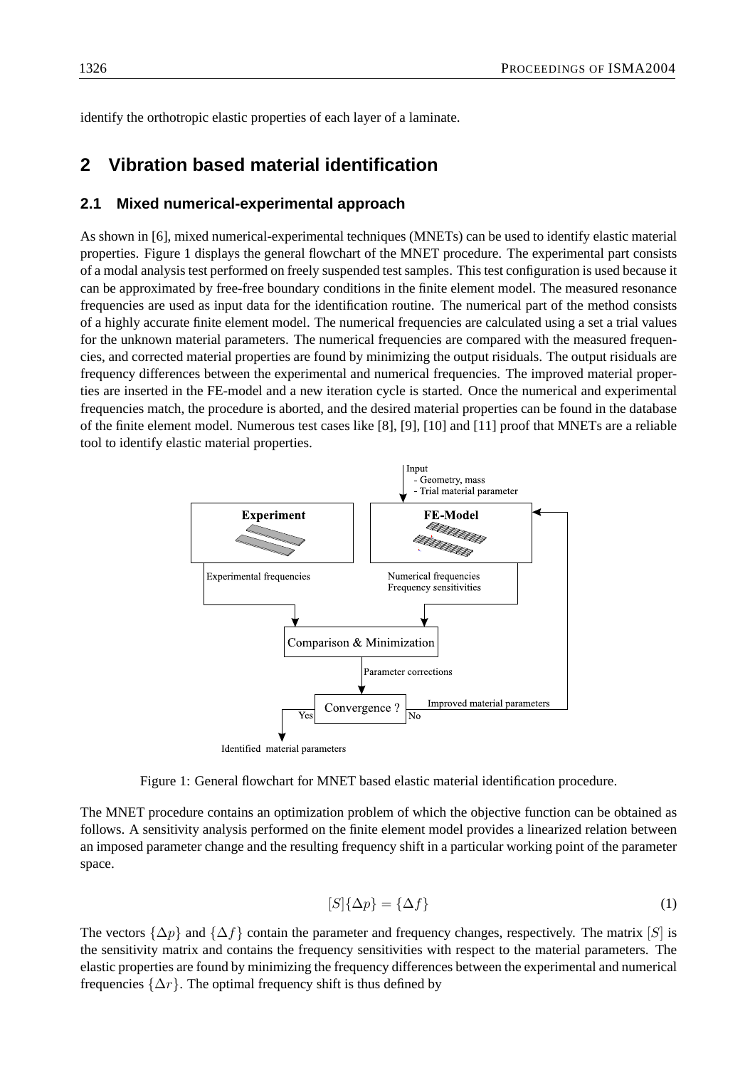identify the orthotropic elastic properties of each layer of a laminate.

## 2 Vibration based material identification

### 2.1 Mixed numerical-experimental approach

As shown in [6], mixed numerical-experimental techniques (MNETs) can be used to identify elastic material properties. Figure 1 displays the general flowchart of the MNET procedure. The experimental part consists of a modal analysis test performed on freely suspended test samples. This test configuration is used because it can be approximated by free-free boundary conditions in the finite element model. The measured resonance frequencies are used as input data for the identification routine. The numerical part of the method consists of a highly accurate finite element model. The numerical frequencies are calculated using a set a trial values for the unknown material parameters. The numerical frequencies are compared with the measured frequencies, and corrected material properties are found by minimizing the output risiduals. The output risiduals are frequency differences between the experimental and numerical frequencies. The improved material properties are inserted in the FE-model and a new iteration cycle is started. Once the numerical and experimental frequencies match, the procedure is aborted, and the desired material properties can be found in the database of the finite element model. Numerous test cases like [8], [9], [10] and [11] proof that MNETs are a reliable tool to identify elastic material properties.

Figure 1: General flowchart for MNET based elastic material identification procedure.

The MNET procedure contains an optimization problem of which the objective function can be obtained as follows. A sensitivity analysis performed on the finite element model provides a linearized relation between an imposed parameter change and the resulting frequency shift in a particular working point of the parameter space.

$$[S]\{\Delta p\} = \{\Delta f\} \tag{1}$$

The vectors $\{\Delta p\}$ and $\{\Delta f\}$ contain the parameter and frequency changes, respectively. The matrix $[S]$ is the sensitivity matrix and contains the frequency sensitivities with respect to the material parameters. The elastic properties are found by minimizing the frequency differences between the experimental and numerical frequencies $\{\Delta r\}$. The optimal frequency shift is thus defined by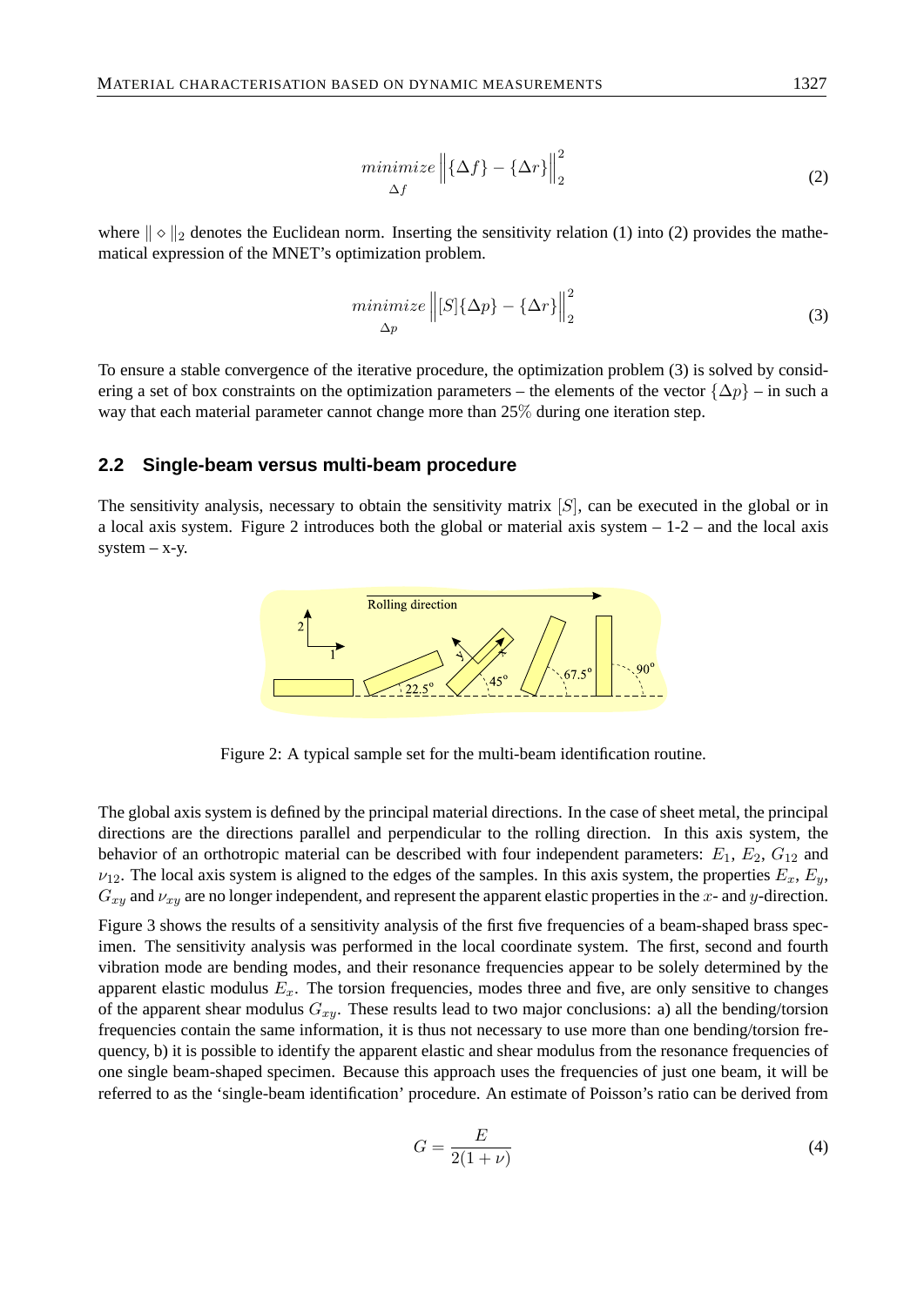$$\underset{\Delta f}{minimize} \left\| \{\Delta f\} - \{\Delta r\} \right\|_2^2 \tag{2}$$

where $\| \diamond \|_2$ denotes the Euclidean norm. Inserting the sensitivity relation (1) into (2) provides the mathematical expression of the MNET's optimization problem.

$$\underset{\Delta p}{minimize} \left\| [S]\{\Delta p\} - \{\Delta r\} \right\|_2^2 \tag{3}$$

To ensure a stable convergence of the iterative procedure, the optimization problem (3) is solved by considering a set of box constraints on the optimization parameters – the elements of the vector $\{\Delta p\}$ – in such a way that each material parameter cannot change more than 25% during one iteration step.

## 2.2 Single-beam versus multi-beam procedure

The sensitivity analysis, necessary to obtain the sensitivity matrix $[S]$, can be executed in the global or in a local axis system. Figure 2 introduces both the global or material axis system – 1-2 – and the local axis system – x-y.

Figure 2: A typical sample set for the multi-beam identification routine.

The global axis system is defined by the principal material directions. In the case of sheet metal, the principal directions are the directions parallel and perpendicular to the rolling direction. In this axis system, the behavior of an orthotropic material can be described with four independent parameters: $E_1$, $E_2$, $G_{12}$ and $\nu_{12}$. The local axis system is aligned to the edges of the samples. In this axis system, the properties $E_x$, $E_y$, $G_{xy}$ and $\nu_{xy}$ are no longer independent, and represent the apparent elastic properties in the $x$- and $y$-direction.

Figure 3 shows the results of a sensitivity analysis of the first five frequencies of a beam-shaped brass specimen. The sensitivity analysis was performed in the local coordinate system. The first, second and fourth vibration mode are bending modes, and their resonance frequencies appear to be solely determined by the apparent elastic modulus $E_x$. The torsion frequencies, modes three and five, are only sensitive to changes of the apparent shear modulus $G_{xy}$. These results lead to two major conclusions: a) all the bending/torsion frequencies contain the same information, it is thus not necessary to use more than one bending/torsion frequency, b) it is possible to identify the apparent elastic and shear modulus from the resonance frequencies of one single beam-shaped specimen. Because this approach uses the frequencies of just one beam, it will be referred to as the 'single-beam identification' procedure. An estimate of Poisson's ratio can be derived from

$$G = \frac{E}{2(1+\nu)} \tag{4}$$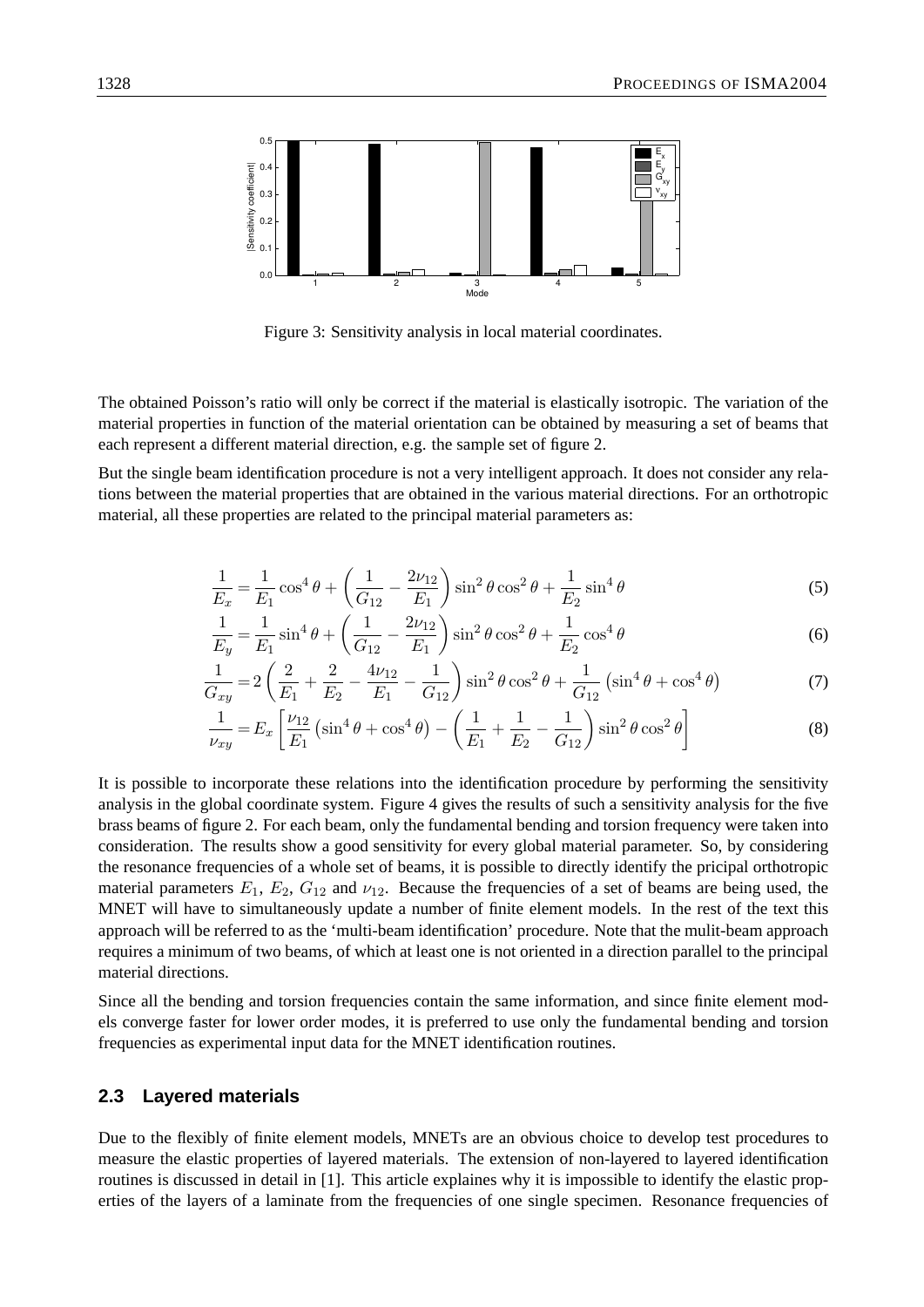Figure 3: Sensitivity analysis in local material coordinates.

The obtained Poisson's ratio will only be correct if the material is elastically isotropic. The variation of the material properties in function of the material orientation can be obtained by measuring a set of beams that each represent a different material direction, e.g. the sample set of figure 2.

But the single beam identification procedure is not a very intelligent approach. It does not consider any relations between the material properties that are obtained in the various material directions. For an orthotropic material, all these properties are related to the principal material parameters as:

$$\frac{1}{E_x} = \frac{1}{E_1}\cos^4\theta + \left(\frac{1}{G_{12}} - \frac{2\nu_{12}}{E_1}\right)\sin^2\theta\cos^2\theta + \frac{1}{E_2}\sin^4\theta \tag{5}$$

$$\frac{1}{E_y} = \frac{1}{E_1}\sin^4\theta + \left(\frac{1}{G_{12}} - \frac{2\nu_{12}}{E_1}\right)\sin^2\theta\cos^2\theta + \frac{1}{E_2}\cos^4\theta \tag{6}$$

$$\frac{1}{G_{xy}} = 2\left(\frac{2}{E_1} + \frac{2}{E_2} - \frac{4\nu_{12}}{E_1} - \frac{1}{G_{12}}\right)\sin^2\theta\cos^2\theta + \frac{1}{G_{12}}\left(\sin^4\theta + \cos^4\theta\right) \tag{7}$$

$$\frac{1}{\nu_{xy}} = E_x\left[\frac{\nu_{12}}{E_1}\left(\sin^4\theta + \cos^4\theta\right) - \left(\frac{1}{E_1} + \frac{1}{E_2} - \frac{1}{G_{12}}\right)\sin^2\theta\cos^2\theta\right] \tag{8}$$

It is possible to incorporate these relations into the identification procedure by performing the sensitivity analysis in the global coordinate system. Figure 4 gives the results of such a sensitivity analysis for the five brass beams of figure 2. For each beam, only the fundamental bending and torsion frequency were taken into consideration. The results show a good sensitivity for every global material parameter. So, by considering the resonance frequencies of a whole set of beams, it is possible to directly identify the pricipal orthotropic material parameters $E_1$, $E_2$, $G_{12}$ and $\nu_{12}$. Because the frequencies of a set of beams are being used, the MNET will have to simultaneously update a number of finite element models. In the rest of the text this approach will be referred to as the 'multi-beam identification' procedure. Note that the mulit-beam approach requires a minimum of two beams, of which at least one is not oriented in a direction parallel to the principal material directions.

Since all the bending and torsion frequencies contain the same information, and since finite element models converge faster for lower order modes, it is preferred to use only the fundamental bending and torsion frequencies as experimental input data for the MNET identification routines.

## 2.3 Layered materials

Due to the flexibly of finite element models, MNETs are an obvious choice to develop test procedures to measure the elastic properties of layered materials. The extension of non-layered to layered identification routines is discussed in detail in [1]. This article explaines why it is impossible to identify the elastic properties of the layers of a laminate from the frequencies of one single specimen. Resonance frequencies of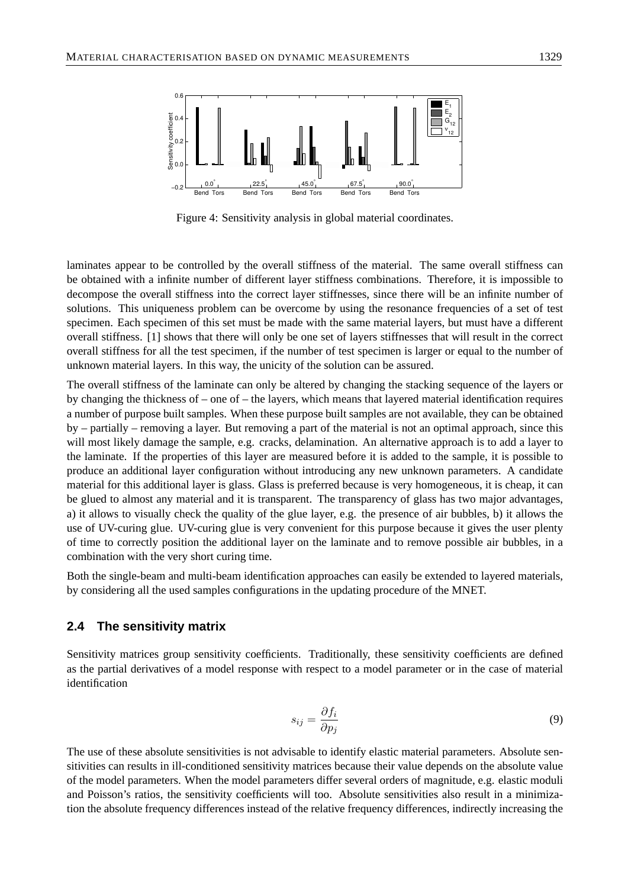Figure 4: Sensitivity analysis in global material coordinates.

laminates appear to be controlled by the overall stiffness of the material. The same overall stiffness can be obtained with a infinite number of different layer stiffness combinations. Therefore, it is impossible to decompose the overall stiffness into the correct layer stiffnesses, since there will be an infinite number of solutions. This uniqueness problem can be overcome by using the resonance frequencies of a set of test specimen. Each specimen of this set must be made with the same material layers, but must have a different overall stiffness. [1] shows that there will only be one set of layers stiffnesses that will result in the correct overall stiffness for all the test specimen, if the number of test specimen is larger or equal to the number of unknown material layers. In this way, the unicity of the solution can be assured.

The overall stiffness of the laminate can only be altered by changing the stacking sequence of the layers or by changing the thickness of – one of – the layers, which means that layered material identification requires a number of purpose built samples. When these purpose built samples are not available, they can be obtained by – partially – removing a layer. But removing a part of the material is not an optimal approach, since this will most likely damage the sample, e.g. cracks, delamination. An alternative approach is to add a layer to the laminate. If the properties of this layer are measured before it is added to the sample, it is possible to produce an additional layer configuration without introducing any new unknown parameters. A candidate material for this additional layer is glass. Glass is preferred because is very homogeneous, it is cheap, it can be glued to almost any material and it is transparent. The transparency of glass has two major advantages, a) it allows to visually check the quality of the glue layer, e.g. the presence of air bubbles, b) it allows the use of UV-curing glue. UV-curing glue is very convenient for this purpose because it gives the user plenty of time to correctly position the additional layer on the laminate and to remove possible air bubbles, in a combination with the very short curing time.

Both the single-beam and multi-beam identification approaches can easily be extended to layered materials, by considering all the used samples configurations in the updating procedure of the MNET.

## 2.4 The sensitivity matrix

Sensitivity matrices group sensitivity coefficients. Traditionally, these sensitivity coefficients are defined as the partial derivatives of a model response with respect to a model parameter or in the case of material identification

$$s_{ij} = \frac{\partial f_i}{\partial p_j} \tag{9}$$

The use of these absolute sensitivities is not advisable to identify elastic material parameters. Absolute sensitivities can results in ill-conditioned sensitivity matrices because their value depends on the absolute value of the model parameters. When the model parameters differ several orders of magnitude, e.g. elastic moduli and Poisson's ratios, the sensitivity coefficients will too. Absolute sensitivities also result in a minimization the absolute frequency differences instead of the relative frequency differences, indirectly increasing the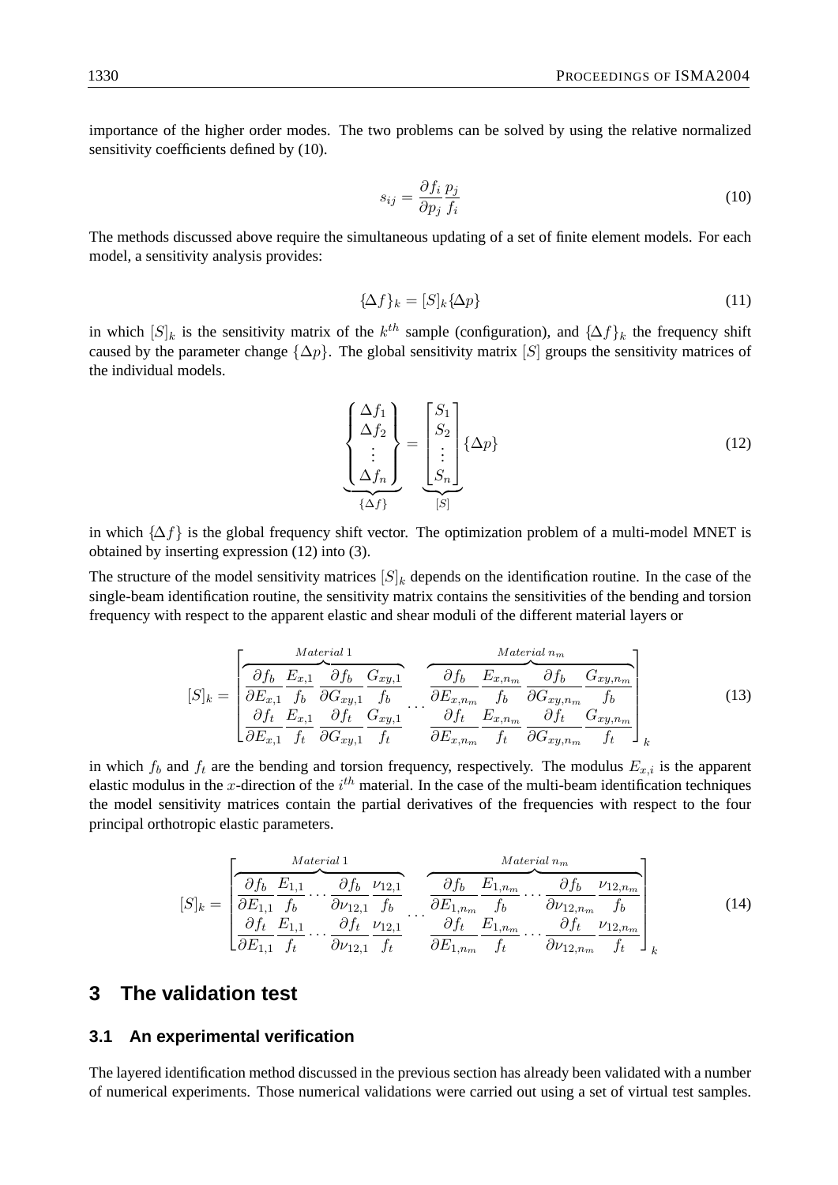importance of the higher order modes. The two problems can be solved by using the relative normalized sensitivity coefficients defined by (10).

$$s_{ij} = \frac{\partial f_i}{\partial p_j}\frac{p_j}{f_i} \tag{10}$$

The methods discussed above require the simultaneous updating of a set of finite element models. For each model, a sensitivity analysis provides:

$$\{\Delta f\}_k = [S]_k \{\Delta p\} \tag{11}$$

in which $[S]_k$ is the sensitivity matrix of the $k^{th}$ sample (configuration), and $\{\Delta f\}_k$ the frequency shift caused by the parameter change $\{\Delta p\}$. The global sensitivity matrix $[S]$ groups the sensitivity matrices of the individual models.

$$\underbrace{\begin{Bmatrix} \Delta f_1 \\ \Delta f_2 \\ \vdots \\ \Delta f_n \end{Bmatrix}}_{\{\Delta f\}} = \underbrace{\begin{bmatrix} S_1 \\ S_2 \\ \vdots \\ S_n \end{bmatrix}}_{[S]} \{\Delta p\} \tag{12}$$

in which $\{\Delta f\}$ is the global frequency shift vector. The optimization problem of a multi-model MNET is obtained by inserting expression (12) into (3).

The structure of the model sensitivity matrices $[S]_k$ depends on the identification routine. In the case of the single-beam identification routine, the sensitivity matrix contains the sensitivities of the bending and torsion frequency with respect to the apparent elastic and shear moduli of the different material layers or

$$[S]_k = \begin{bmatrix} \overbrace{\begin{matrix} \dfrac{\partial f_b}{\partial E_{x,1}}\dfrac{E_{x,1}}{f_b} & \dfrac{\partial f_b}{\partial G_{xy,1}}\dfrac{G_{xy,1}}{f_b} \end{matrix}}^{Material\ 1} & \cdots & \overbrace{\begin{matrix} \dfrac{\partial f_b}{\partial E_{x,n_m}}\dfrac{E_{x,n_m}}{f_b} & \dfrac{\partial f_b}{\partial G_{xy,n_m}}\dfrac{G_{xy,n_m}}{f_b} \end{matrix}}^{Material\ n_m} \\ \begin{matrix} \dfrac{\partial f_t}{\partial E_{x,1}}\dfrac{E_{x,1}}{f_t} & \dfrac{\partial f_t}{\partial G_{xy,1}}\dfrac{G_{xy,1}}{f_t} \end{matrix} & & \begin{matrix} \dfrac{\partial f_t}{\partial E_{x,n_m}}\dfrac{E_{x,n_m}}{f_t} & \dfrac{\partial f_t}{\partial G_{xy,n_m}}\dfrac{G_{xy,n_m}}{f_t} \end{matrix} \end{bmatrix}_k \tag{13}$$

in which $f_b$ and $f_t$ are the bending and torsion frequency, respectively. The modulus $E_{x,i}$ is the apparent elastic modulus in the $x$-direction of the $i^{th}$ material. In the case of the multi-beam identification techniques the model sensitivity matrices contain the partial derivatives of the frequencies with respect to the four principal orthotropic elastic parameters.

$$[S]_k = \begin{bmatrix} \overbrace{\begin{matrix} \dfrac{\partial f_b}{\partial E_{1,1}}\dfrac{E_{1,1}}{f_b} \cdots \dfrac{\partial f_b}{\partial \nu_{12,1}}\dfrac{\nu_{12,1}}{f_b} \end{matrix}}^{Material\ 1} & \cdots & \overbrace{\begin{matrix} \dfrac{\partial f_b}{\partial E_{1,n_m}}\dfrac{E_{1,n_m}}{f_b} \cdots \dfrac{\partial f_b}{\partial \nu_{12,n_m}}\dfrac{\nu_{12,n_m}}{f_b} \end{matrix}}^{Material\ n_m} \\ \begin{matrix} \dfrac{\partial f_t}{\partial E_{1,1}}\dfrac{E_{1,1}}{f_t} \cdots \dfrac{\partial f_t}{\partial \nu_{12,1}}\dfrac{\nu_{12,1}}{f_t} \end{matrix} & & \begin{matrix} \dfrac{\partial f_t}{\partial E_{1,n_m}}\dfrac{E_{1,n_m}}{f_t} \cdots \dfrac{\partial f_t}{\partial \nu_{12,n_m}}\dfrac{\nu_{12,n_m}}{f_t} \end{matrix} \end{bmatrix}_k \tag{14}$$

# 3 The validation test

## 3.1 An experimental verification

The layered identification method discussed in the previous section has already been validated with a number of numerical experiments. Those numerical validations were carried out using a set of virtual test samples.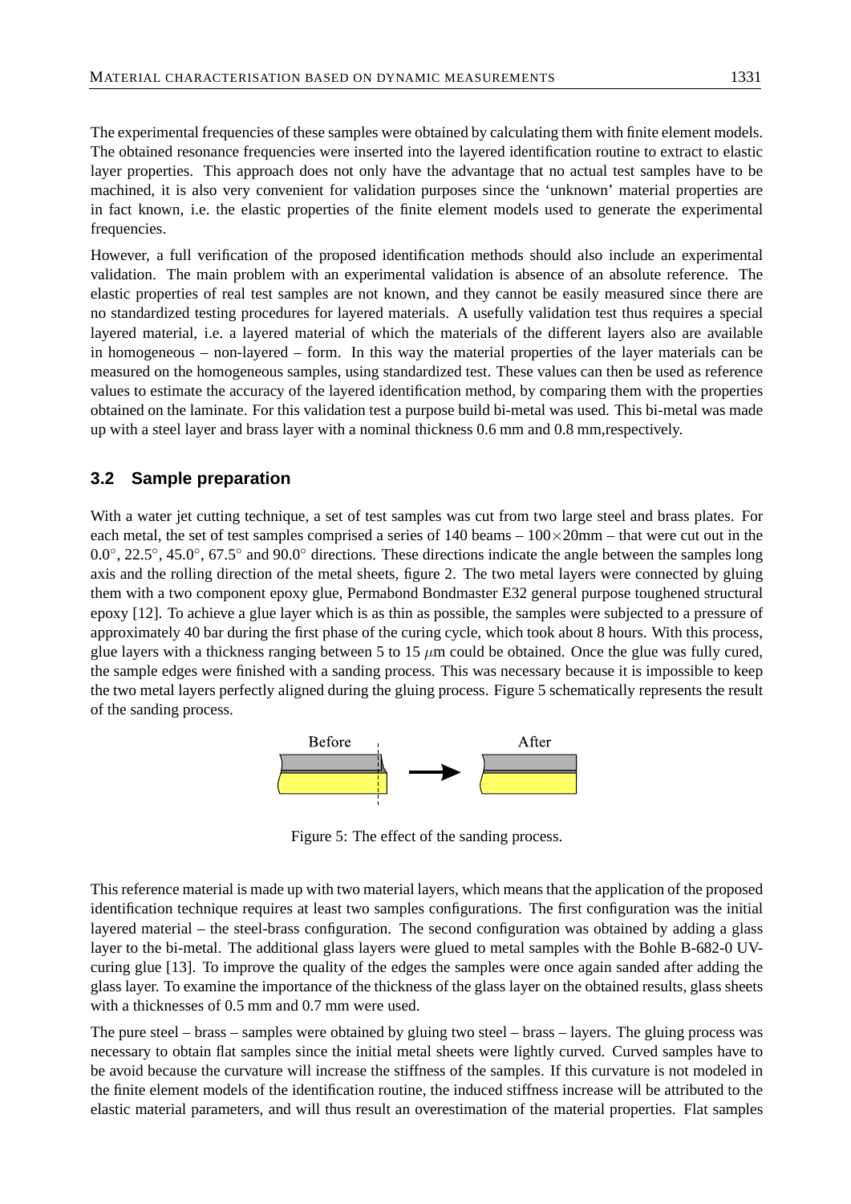The experimental frequencies of these samples were obtained by calculating them with finite element models. The obtained resonance frequencies were inserted into the layered identification routine to extract to elastic layer properties. This approach does not only have the advantage that no actual test samples have to be machined, it is also very convenient for validation purposes since the 'unknown' material properties are in fact known, i.e. the elastic properties of the finite element models used to generate the experimental frequencies.

However, a full verification of the proposed identification methods should also include an experimental validation. The main problem with an experimental validation is absence of an absolute reference. The elastic properties of real test samples are not known, and they cannot be easily measured since there are no standardized testing procedures for layered materials. A usefully validation test thus requires a special layered material, i.e. a layered material of which the materials of the different layers also are available in homogeneous – non-layered – form. In this way the material properties of the layer materials can be measured on the homogeneous samples, using standardized test. These values can then be used as reference values to estimate the accuracy of the layered identification method, by comparing them with the properties obtained on the laminate. For this validation test a purpose build bi-metal was used. This bi-metal was made up with a steel layer and brass layer with a nominal thickness 0.6 mm and 0.8 mm,respectively.

## 3.2 Sample preparation

With a water jet cutting technique, a set of test samples was cut from two large steel and brass plates. For each metal, the set of test samples comprised a series of 140 beams – $100\times20$mm – that were cut out in the $0.0^\circ$, $22.5^\circ$, $45.0^\circ$, $67.5^\circ$ and $90.0^\circ$ directions. These directions indicate the angle between the samples long axis and the rolling direction of the metal sheets, figure 2. The two metal layers were connected by gluing them with a two component epoxy glue, Permabond Bondmaster E32 general purpose toughened structural epoxy [12]. To achieve a glue layer which is as thin as possible, the samples were subjected to a pressure of approximately 40 bar during the first phase of the curing cycle, which took about 8 hours. With this process, glue layers with a thickness ranging between 5 to 15 $\mu$m could be obtained. Once the glue was fully cured, the sample edges were finished with a sanding process. This was necessary because it is impossible to keep the two metal layers perfectly aligned during the gluing process. Figure 5 schematically represents the result of the sanding process.

Figure 5: The effect of the sanding process.

This reference material is made up with two material layers, which means that the application of the proposed identification technique requires at least two samples configurations. The first configuration was the initial layered material – the steel-brass configuration. The second configuration was obtained by adding a glass layer to the bi-metal. The additional glass layers were glued to metal samples with the Bohle B-682-0 UV-curing glue [13]. To improve the quality of the edges the samples were once again sanded after adding the glass layer. To examine the importance of the thickness of the glass layer on the obtained results, glass sheets with a thicknesses of 0.5 mm and 0.7 mm were used.

The pure steel – brass – samples were obtained by gluing two steel – brass – layers. The gluing process was necessary to obtain flat samples since the initial metal sheets were lightly curved. Curved samples have to be avoid because the curvature will increase the stiffness of the samples. If this curvature is not modeled in the finite element models of the identification routine, the induced stiffness increase will be attributed to the elastic material parameters, and will thus result an overestimation of the material properties. Flat samples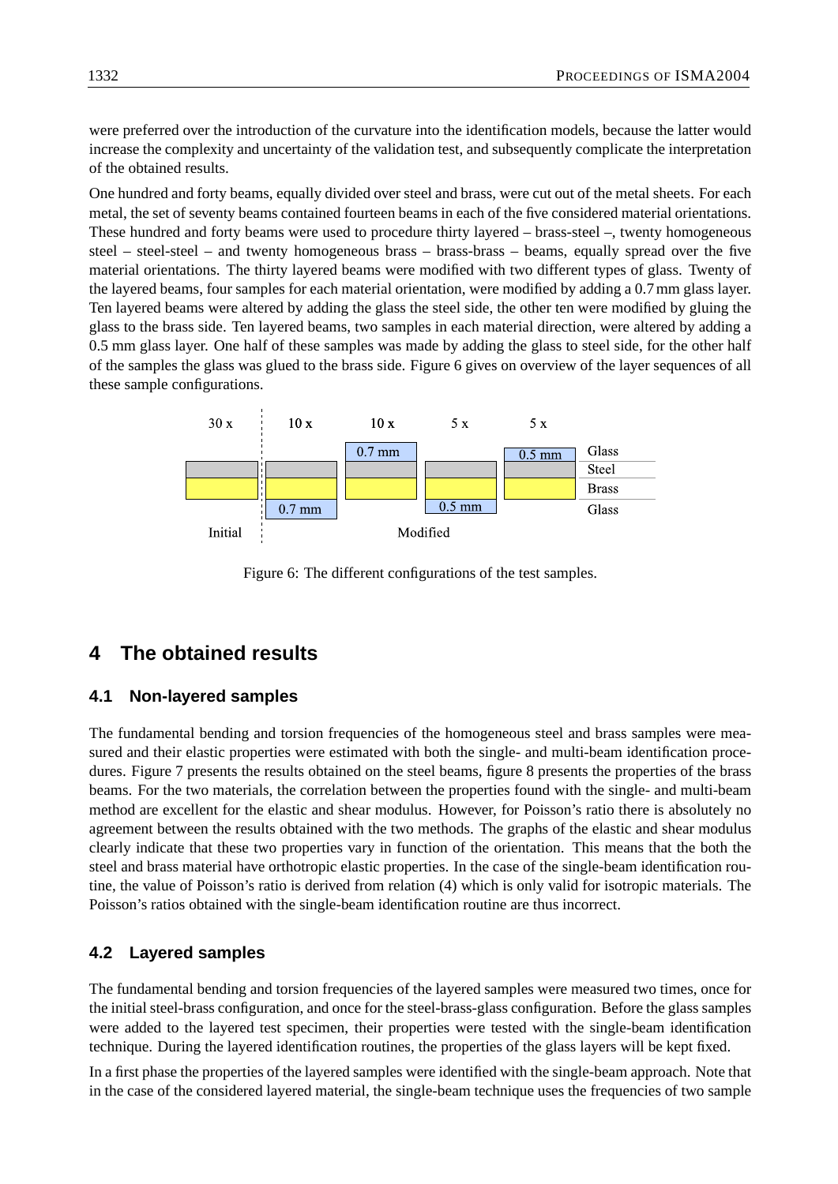were preferred over the introduction of the curvature into the identification models, because the latter would increase the complexity and uncertainty of the validation test, and subsequently complicate the interpretation of the obtained results.

One hundred and forty beams, equally divided over steel and brass, were cut out of the metal sheets. For each metal, the set of seventy beams contained fourteen beams in each of the five considered material orientations. These hundred and forty beams were used to procedure thirty layered – brass-steel –, twenty homogeneous steel – steel-steel – and twenty homogeneous brass – brass-brass – beams, equally spread over the five material orientations. The thirty layered beams were modified with two different types of glass. Twenty of the layered beams, four samples for each material orientation, were modified by adding a 0.7 mm glass layer. Ten layered beams were altered by adding the glass the steel side, the other ten were modified by gluing the glass to the brass side. Ten layered beams, two samples in each material direction, were altered by adding a 0.5 mm glass layer. One half of these samples was made by adding the glass to steel side, for the other half of the samples the glass was glued to the brass side. Figure 6 gives on overview of the layer sequences of all these sample configurations.

| 30 x | 10 x | 10 x | 5 x | 5 x | |
|---|---|---|---|---|---|
| | | 0.7 mm | | 0.5 mm | Glass |
| | | | | | Steel |
| | | | | | Brass |
| | 0.7 mm | | 0.5 mm | | Glass |
| Initial | Modified | | | | |

Figure 6: The different configurations of the test samples.

# 4 The obtained results

## 4.1 Non-layered samples

The fundamental bending and torsion frequencies of the homogeneous steel and brass samples were measured and their elastic properties were estimated with both the single- and multi-beam identification procedures. Figure 7 presents the results obtained on the steel beams, figure 8 presents the properties of the brass beams. For the two materials, the correlation between the properties found with the single- and multi-beam method are excellent for the elastic and shear modulus. However, for Poisson's ratio there is absolutely no agreement between the results obtained with the two methods. The graphs of the elastic and shear modulus clearly indicate that these two properties vary in function of the orientation. This means that the both the steel and brass material have orthotropic elastic properties. In the case of the single-beam identification routine, the value of Poisson's ratio is derived from relation (4) which is only valid for isotropic materials. The Poisson's ratios obtained with the single-beam identification routine are thus incorrect.

## 4.2 Layered samples

The fundamental bending and torsion frequencies of the layered samples were measured two times, once for the initial steel-brass configuration, and once for the steel-brass-glass configuration. Before the glass samples were added to the layered test specimen, their properties were tested with the single-beam identification technique. During the layered identification routines, the properties of the glass layers will be kept fixed.

In a first phase the properties of the layered samples were identified with the single-beam approach. Note that in the case of the considered layered material, the single-beam technique uses the frequencies of two sample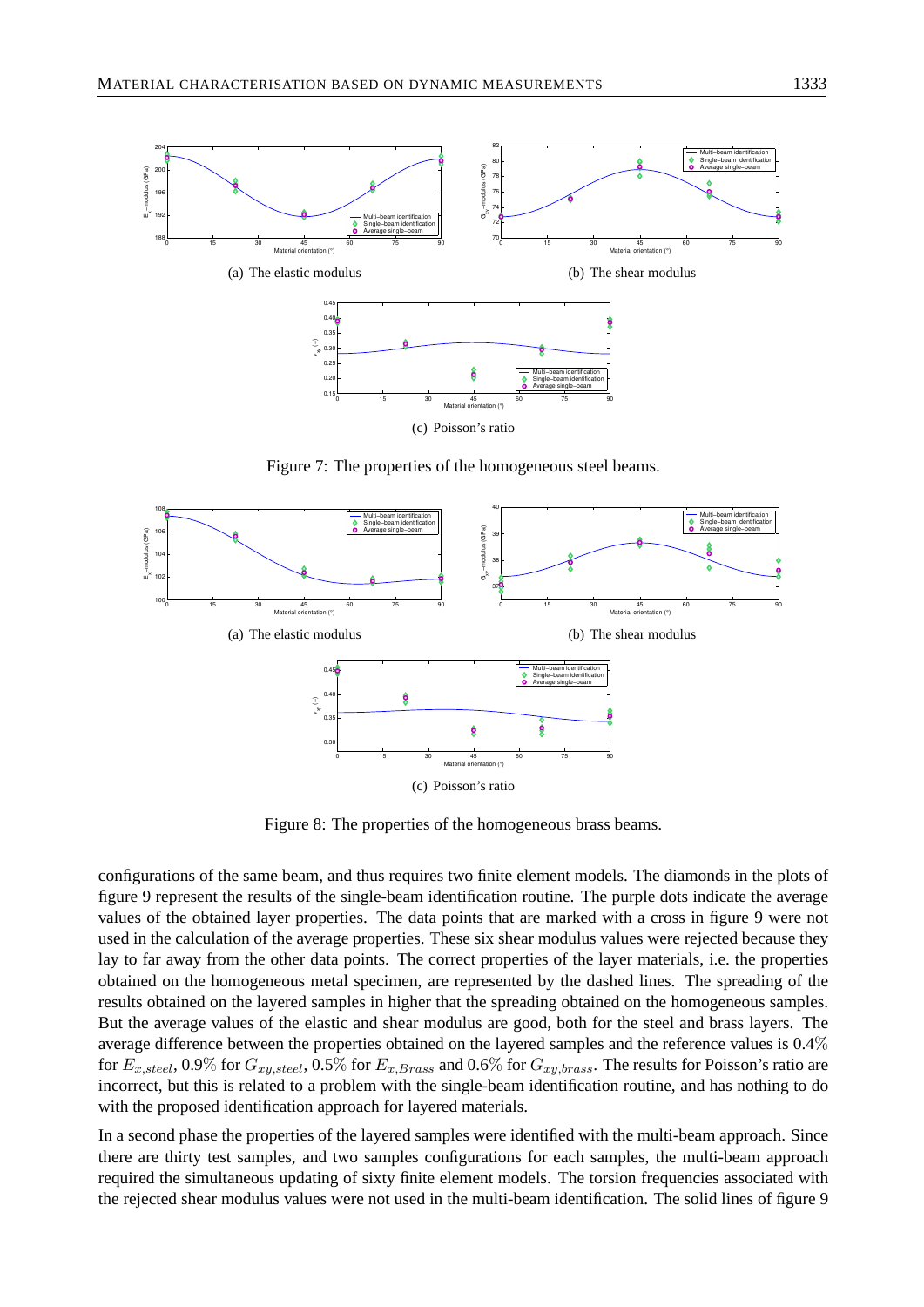(a) The elastic modulus

(b) The shear modulus

(c) Poisson's ratio

Figure 7: The properties of the homogeneous steel beams.

(a) The elastic modulus

(b) The shear modulus

(c) Poisson's ratio

Figure 8: The properties of the homogeneous brass beams.

configurations of the same beam, and thus requires two finite element models. The diamonds in the plots of figure 9 represent the results of the single-beam identification routine. The purple dots indicate the average values of the obtained layer properties. The data points that are marked with a cross in figure 9 were not used in the calculation of the average properties. These six shear modulus values were rejected because they lay to far away from the other data points. The correct properties of the layer materials, i.e. the properties obtained on the homogeneous metal specimen, are represented by the dashed lines. The spreading of the results obtained on the layered samples in higher that the spreading obtained on the homogeneous samples. But the average values of the elastic and shear modulus are good, both for the steel and brass layers. The average difference between the properties obtained on the layered samples and the reference values is 0.4% for $E_{x,steel}$, 0.9% for $G_{xy,steel}$, 0.5% for $E_{x,Brass}$ and 0.6% for $G_{xy,brass}$. The results for Poisson's ratio are incorrect, but this is related to a problem with the single-beam identification routine, and has nothing to do with the proposed identification approach for layered materials.

In a second phase the properties of the layered samples were identified with the multi-beam approach. Since there are thirty test samples, and two samples configurations for each samples, the multi-beam approach required the simultaneous updating of sixty finite element models. The torsion frequencies associated with the rejected shear modulus values were not used in the multi-beam identification. The solid lines of figure 9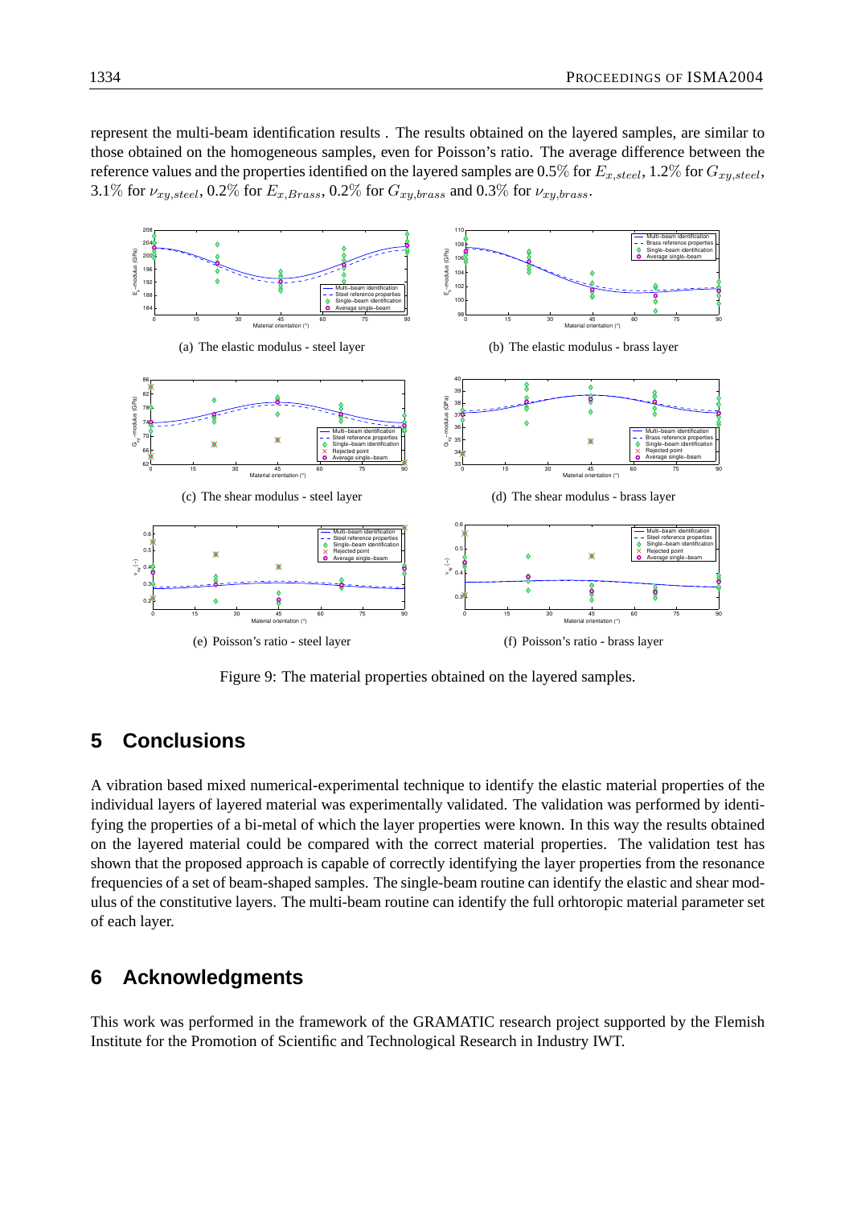represent the multi-beam identification results . The results obtained on the layered samples, are similar to those obtained on the homogeneous samples, even for Poisson's ratio. The average difference between the reference values and the properties identified on the layered samples are 0.5% for $E_{x,steel}$, 1.2% for $G_{xy,steel}$, 3.1% for $\nu_{xy,steel}$, 0.2% for $E_{x,Brass}$, 0.2% for $G_{xy,brass}$ and 0.3% for $\nu_{xy,brass}$.

(a) The elastic modulus - steel layer

(b) The elastic modulus - brass layer

(c) The shear modulus - steel layer

(d) The shear modulus - brass layer

(e) Poisson's ratio - steel layer

(f) Poisson's ratio - brass layer

Figure 9: The material properties obtained on the layered samples.

## 5 Conclusions

A vibration based mixed numerical-experimental technique to identify the elastic material properties of the individual layers of layered material was experimentally validated. The validation was performed by identifying the properties of a bi-metal of which the layer properties were known. In this way the results obtained on the layered material could be compared with the correct material properties. The validation test has shown that the proposed approach is capable of correctly identifying the layer properties from the resonance frequencies of a set of beam-shaped samples. The single-beam routine can identify the elastic and shear modulus of the constitutive layers. The multi-beam routine can identify the full orhtoropic material parameter set of each layer.

## 6 Acknowledgments

This work was performed in the framework of the GRAMATIC research project supported by the Flemish Institute for the Promotion of Scientific and Technological Research in Industry IWT.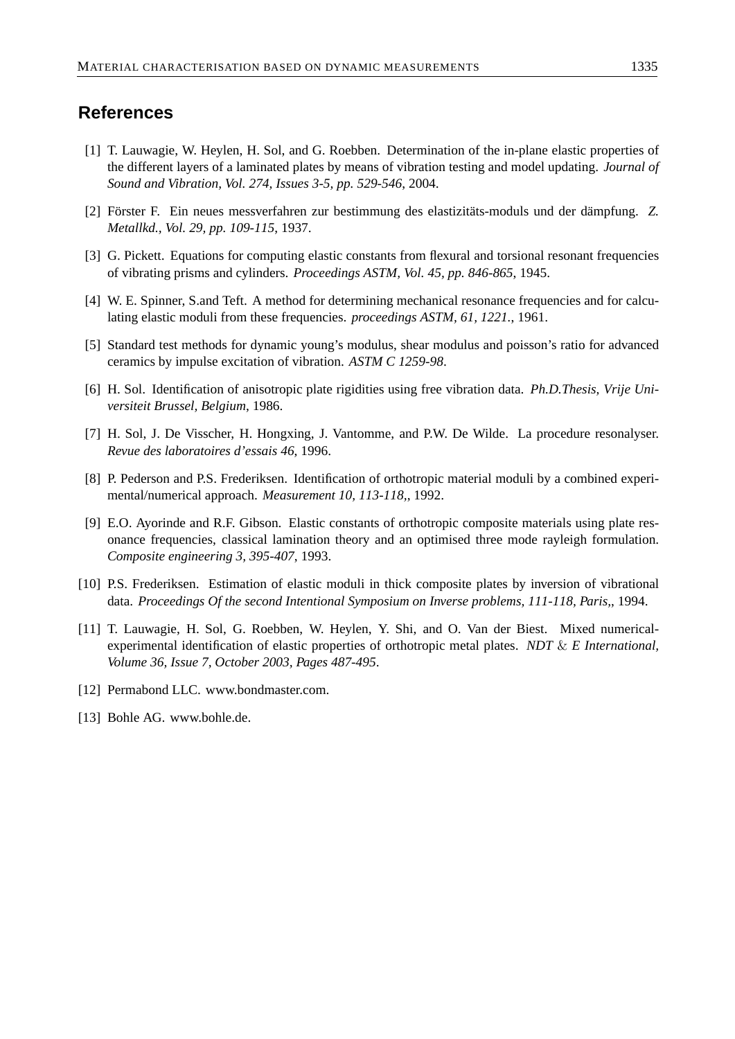## References

[1] T. Lauwagie, W. Heylen, H. Sol, and G. Roebben. Determination of the in-plane elastic properties of the different layers of a laminated plates by means of vibration testing and model updating. *Journal of Sound and Vibration, Vol. 274, Issues 3-5, pp. 529-546*, 2004.

[2] Förster F. Ein neues messverfahren zur bestimmung des elastizitäts-moduls und der dämpfung. *Z. Metallkd., Vol. 29, pp. 109-115*, 1937.

[3] G. Pickett. Equations for computing elastic constants from flexural and torsional resonant frequencies of vibrating prisms and cylinders. *Proceedings ASTM, Vol. 45, pp. 846-865*, 1945.

[4] W. E. Spinner, S.and Teft. A method for determining mechanical resonance frequencies and for calculating elastic moduli from these frequencies. *proceedings ASTM, 61, 1221.*, 1961.

[5] Standard test methods for dynamic young's modulus, shear modulus and poisson's ratio for advanced ceramics by impulse excitation of vibration. *ASTM C 1259-98*.

[6] H. Sol. Identification of anisotropic plate rigidities using free vibration data. *Ph.D.Thesis, Vrije Universiteit Brussel, Belgium*, 1986.

[7] H. Sol, J. De Visscher, H. Hongxing, J. Vantomme, and P.W. De Wilde. La procedure resonalyser. *Revue des laboratoires d'essais 46*, 1996.

[8] P. Pederson and P.S. Frederiksen. Identification of orthotropic material moduli by a combined experimental/numerical approach. *Measurement 10, 113-118,*, 1992.

[9] E.O. Ayorinde and R.F. Gibson. Elastic constants of orthotropic composite materials using plate resonance frequencies, classical lamination theory and an optimised three mode rayleigh formulation. *Composite engineering 3, 395-407*, 1993.

[10] P.S. Frederiksen. Estimation of elastic moduli in thick composite plates by inversion of vibrational data. *Proceedings Of the second Intentional Symposium on Inverse problems, 111-118, Paris,*, 1994.

[11] T. Lauwagie, H. Sol, G. Roebben, W. Heylen, Y. Shi, and O. Van der Biest. Mixed numerical-experimental identification of elastic properties of orthotropic metal plates. *NDT & E International, Volume 36, Issue 7, October 2003, Pages 487-495*.

[12] Permabond LLC. www.bondmaster.com.

[13] Bohle AG. www.bohle.de.